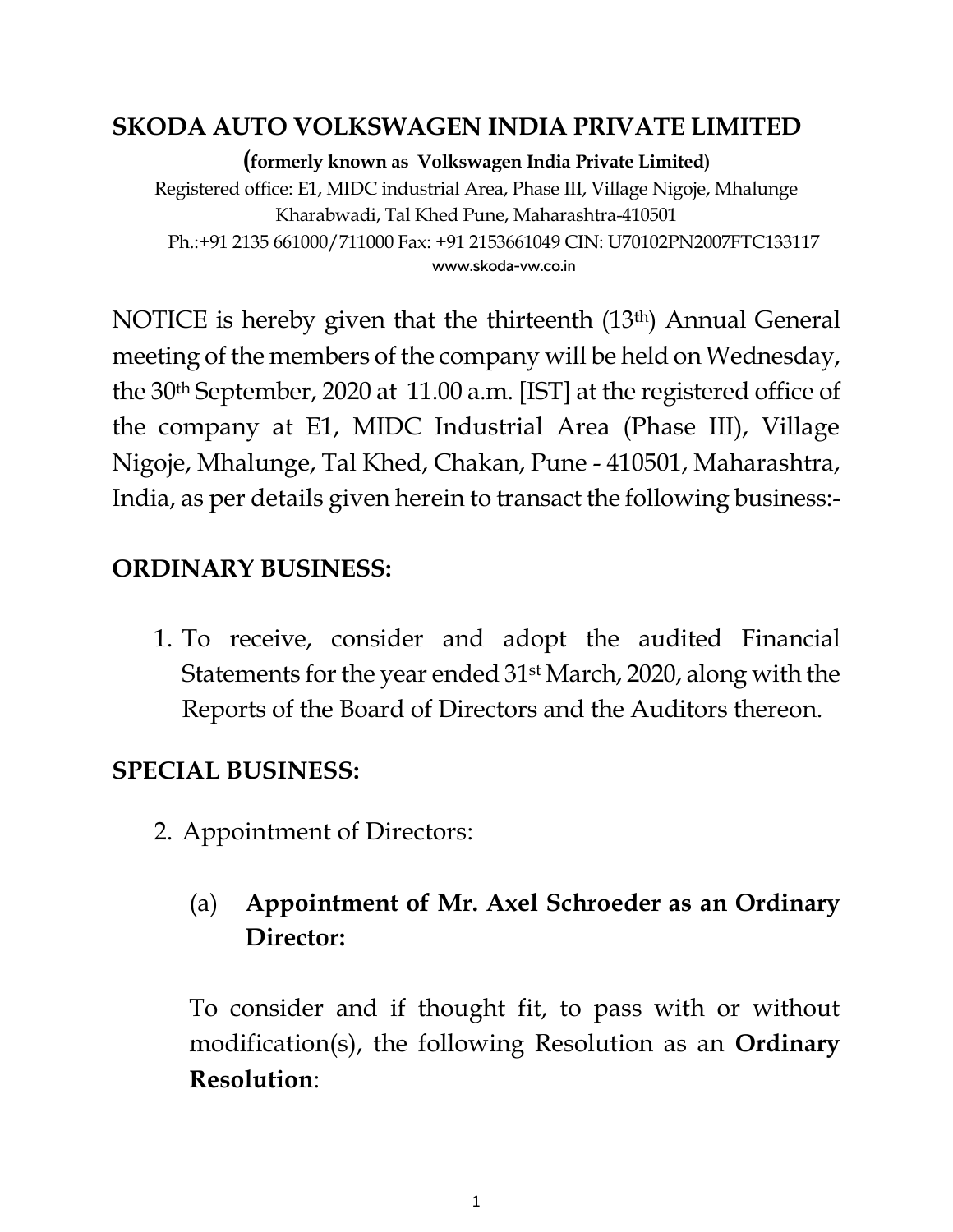# SKODA AUTO VOLKSWAGEN INDIA PRIVATE LIMITED

**(formerly known as Volkswagen India Private Limited)**

Registered office: E1, MIDC industrial Area, Phase III, Village Nigoje, Mhalunge Kharabwadi, Tal Khed Pune, Maharashtra-410501

Ph.:+91 2135 661000/711000 Fax: +91 2153661049 CIN: U70102PN2007FTC133117

www.skoda-vw.co.in

NOTICE is hereby given that the thirteenth (13th) Annual General meeting of the members of the company will be held on Wednesday, the 30th September, 2020 at 11.00 a.m. [IST] at the registered office of the company at E1, MIDC Industrial Area (Phase III), Village Nigoje, Mhalunge, Tal Khed, Chakan, Pune - 410501, Maharashtra, India, as per details given herein to transact the following business:-

## ORDINARY BUSINESS:

1. To receive, consider and adopt the audited Financial Statements for the year ended 31st March, 2020, along with the Reports of the Board of Directors and the Auditors thereon.

## SPECIAL BUSINESS:

2. Appointment of Directors:

   (a) **Appointment of Mr. Axel Schroeder as an Ordinary Director:**

   To consider and if thought fit, to pass with or without modification(s), the following Resolution as an **Ordinary Resolution**: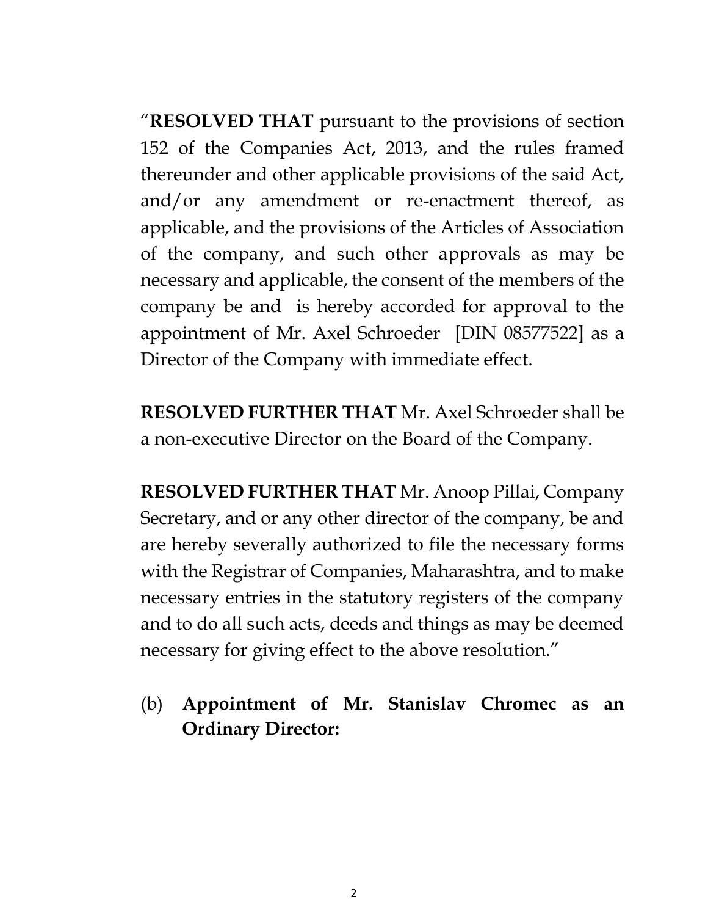"**RESOLVED THAT** pursuant to the provisions of section 152 of the Companies Act, 2013, and the rules framed thereunder and other applicable provisions of the said Act, and/or any amendment or re-enactment thereof, as applicable, and the provisions of the Articles of Association of the company, and such other approvals as may be necessary and applicable, the consent of the members of the company be and is hereby accorded for approval to the appointment of Mr. Axel Schroeder [DIN 08577522] as a Director of the Company with immediate effect.

**RESOLVED FURTHER THAT** Mr. Axel Schroeder shall be a non-executive Director on the Board of the Company.

**RESOLVED FURTHER THAT** Mr. Anoop Pillai, Company Secretary, and or any other director of the company, be and are hereby severally authorized to file the necessary forms with the Registrar of Companies, Maharashtra, and to make necessary entries in the statutory registers of the company and to do all such acts, deeds and things as may be deemed necessary for giving effect to the above resolution."

(b) **Appointment of Mr. Stanislav Chromec as an Ordinary Director:**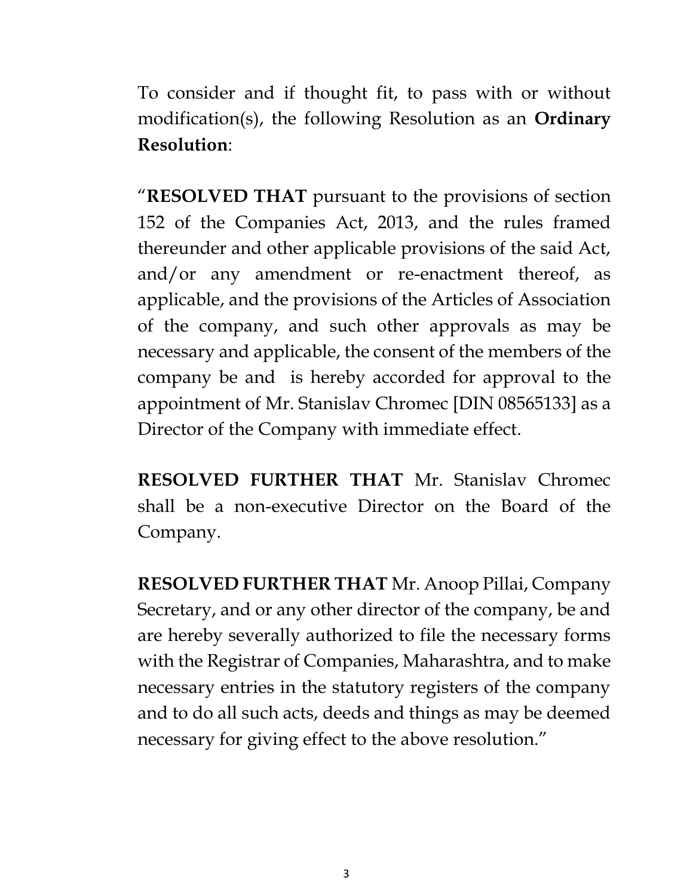To consider and if thought fit, to pass with or without modification(s), the following Resolution as an **Ordinary Resolution**:

"**RESOLVED THAT** pursuant to the provisions of section 152 of the Companies Act, 2013, and the rules framed thereunder and other applicable provisions of the said Act, and/or any amendment or re-enactment thereof, as applicable, and the provisions of the Articles of Association of the company, and such other approvals as may be necessary and applicable, the consent of the members of the company be and is hereby accorded for approval to the appointment of Mr. Stanislav Chromec [DIN 08565133] as a Director of the Company with immediate effect.

**RESOLVED FURTHER THAT** Mr. Stanislav Chromec shall be a non-executive Director on the Board of the Company.

**RESOLVED FURTHER THAT** Mr. Anoop Pillai, Company Secretary, and or any other director of the company, be and are hereby severally authorized to file the necessary forms with the Registrar of Companies, Maharashtra, and to make necessary entries in the statutory registers of the company and to do all such acts, deeds and things as may be deemed necessary for giving effect to the above resolution."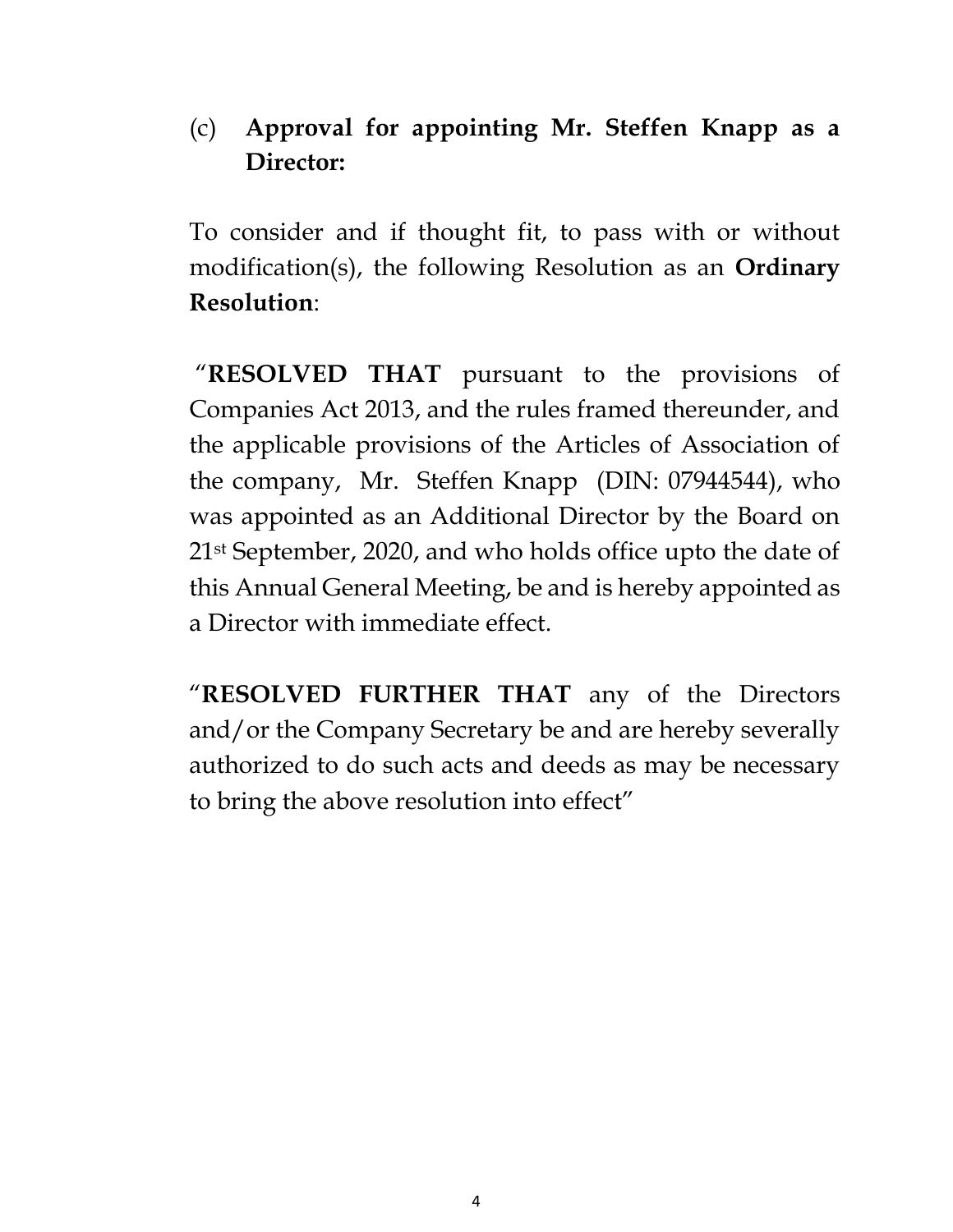(c) **Approval for appointing Mr. Steffen Knapp as a Director:**

To consider and if thought fit, to pass with or without modification(s), the following Resolution as an **Ordinary Resolution**:

"**RESOLVED THAT** pursuant to the provisions of Companies Act 2013, and the rules framed thereunder, and the applicable provisions of the Articles of Association of the company, Mr. Steffen Knapp (DIN: 07944544), who was appointed as an Additional Director by the Board on 21st September, 2020, and who holds office upto the date of this Annual General Meeting, be and is hereby appointed as a Director with immediate effect.

"**RESOLVED FURTHER THAT** any of the Directors and/or the Company Secretary be and are hereby severally authorized to do such acts and deeds as may be necessary to bring the above resolution into effect"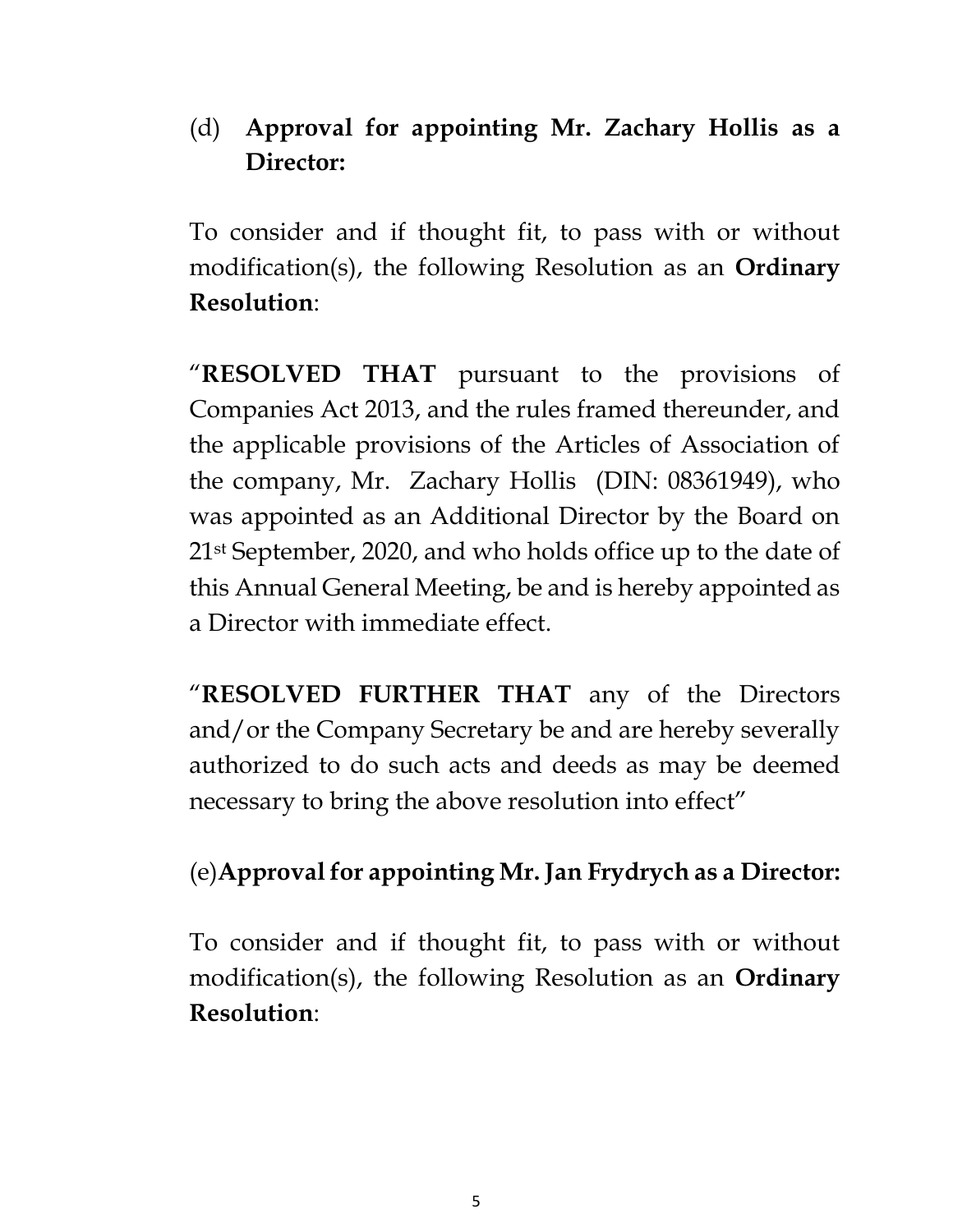(d) **Approval for appointing Mr. Zachary Hollis as a Director:**

To consider and if thought fit, to pass with or without modification(s), the following Resolution as an **Ordinary Resolution**:

"**RESOLVED THAT** pursuant to the provisions of Companies Act 2013, and the rules framed thereunder, and the applicable provisions of the Articles of Association of the company, Mr. Zachary Hollis (DIN: 08361949), who was appointed as an Additional Director by the Board on 21st September, 2020, and who holds office up to the date of this Annual General Meeting, be and is hereby appointed as a Director with immediate effect.

"**RESOLVED FURTHER THAT** any of the Directors and/or the Company Secretary be and are hereby severally authorized to do such acts and deeds as may be deemed necessary to bring the above resolution into effect"

(e) **Approval for appointing Mr. Jan Frydrych as a Director:**

To consider and if thought fit, to pass with or without modification(s), the following Resolution as an **Ordinary Resolution**: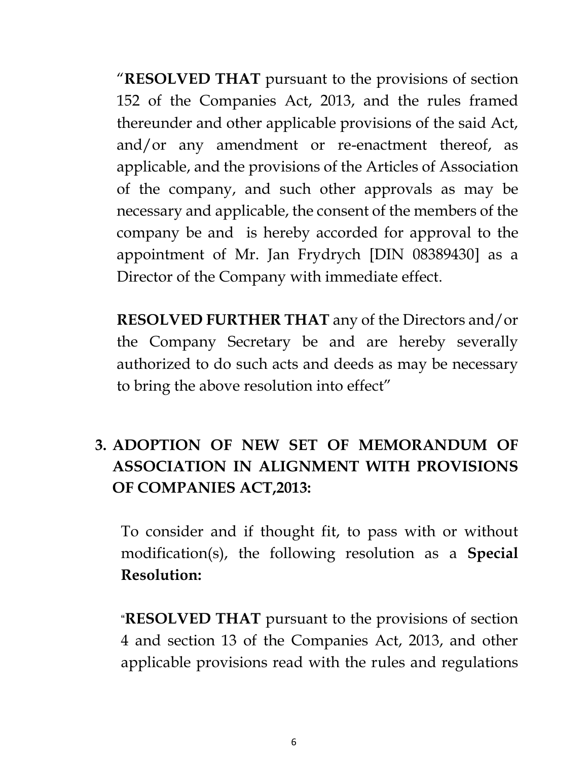"**RESOLVED THAT** pursuant to the provisions of section 152 of the Companies Act, 2013, and the rules framed thereunder and other applicable provisions of the said Act, and/or any amendment or re-enactment thereof, as applicable, and the provisions of the Articles of Association of the company, and such other approvals as may be necessary and applicable, the consent of the members of the company be and is hereby accorded for approval to the appointment of Mr. Jan Frydrych [DIN 08389430] as a Director of the Company with immediate effect.

**RESOLVED FURTHER THAT** any of the Directors and/or the Company Secretary be and are hereby severally authorized to do such acts and deeds as may be necessary to bring the above resolution into effect"

**3. ADOPTION OF NEW SET OF MEMORANDUM OF ASSOCIATION IN ALIGNMENT WITH PROVISIONS OF COMPANIES ACT,2013:**

To consider and if thought fit, to pass with or without modification(s), the following resolution as a **Special Resolution:**

"**RESOLVED THAT** pursuant to the provisions of section 4 and section 13 of the Companies Act, 2013, and other applicable provisions read with the rules and regulations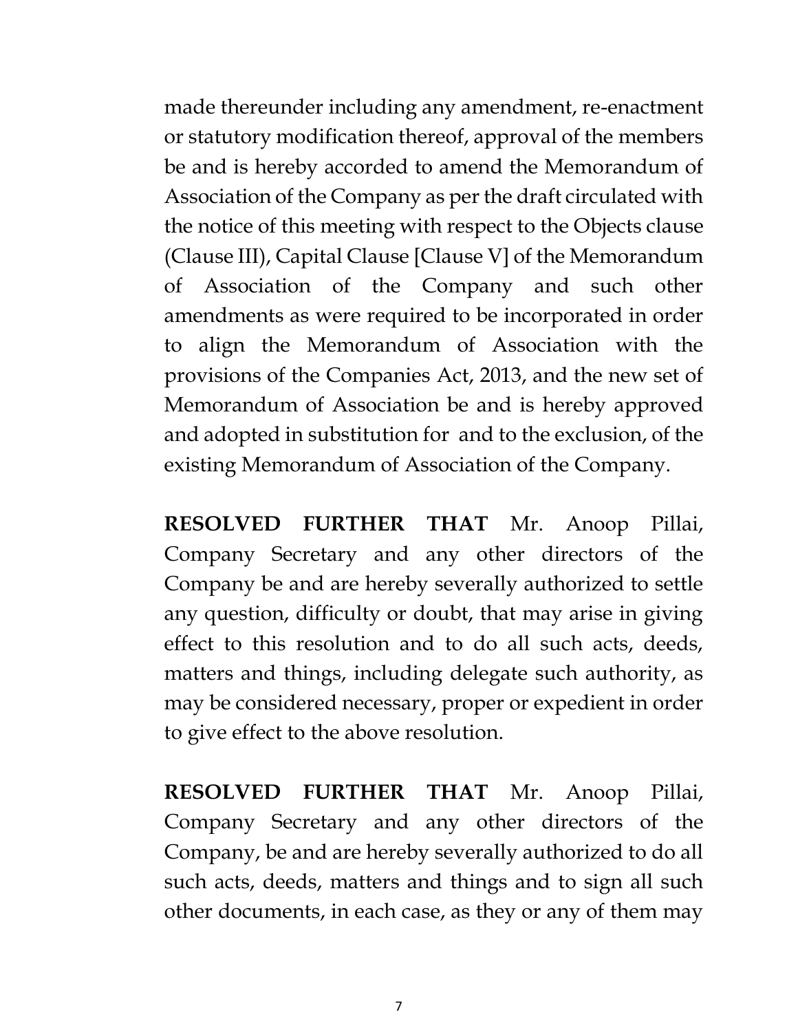made thereunder including any amendment, re-enactment or statutory modification thereof, approval of the members be and is hereby accorded to amend the Memorandum of Association of the Company as per the draft circulated with the notice of this meeting with respect to the Objects clause (Clause III), Capital Clause [Clause V] of the Memorandum of Association of the Company and such other amendments as were required to be incorporated in order to align the Memorandum of Association with the provisions of the Companies Act, 2013, and the new set of Memorandum of Association be and is hereby approved and adopted in substitution for and to the exclusion, of the existing Memorandum of Association of the Company.

**RESOLVED FURTHER THAT** Mr. Anoop Pillai, Company Secretary and any other directors of the Company be and are hereby severally authorized to settle any question, difficulty or doubt, that may arise in giving effect to this resolution and to do all such acts, deeds, matters and things, including delegate such authority, as may be considered necessary, proper or expedient in order to give effect to the above resolution.

**RESOLVED FURTHER THAT** Mr. Anoop Pillai, Company Secretary and any other directors of the Company, be and are hereby severally authorized to do all such acts, deeds, matters and things and to sign all such other documents, in each case, as they or any of them may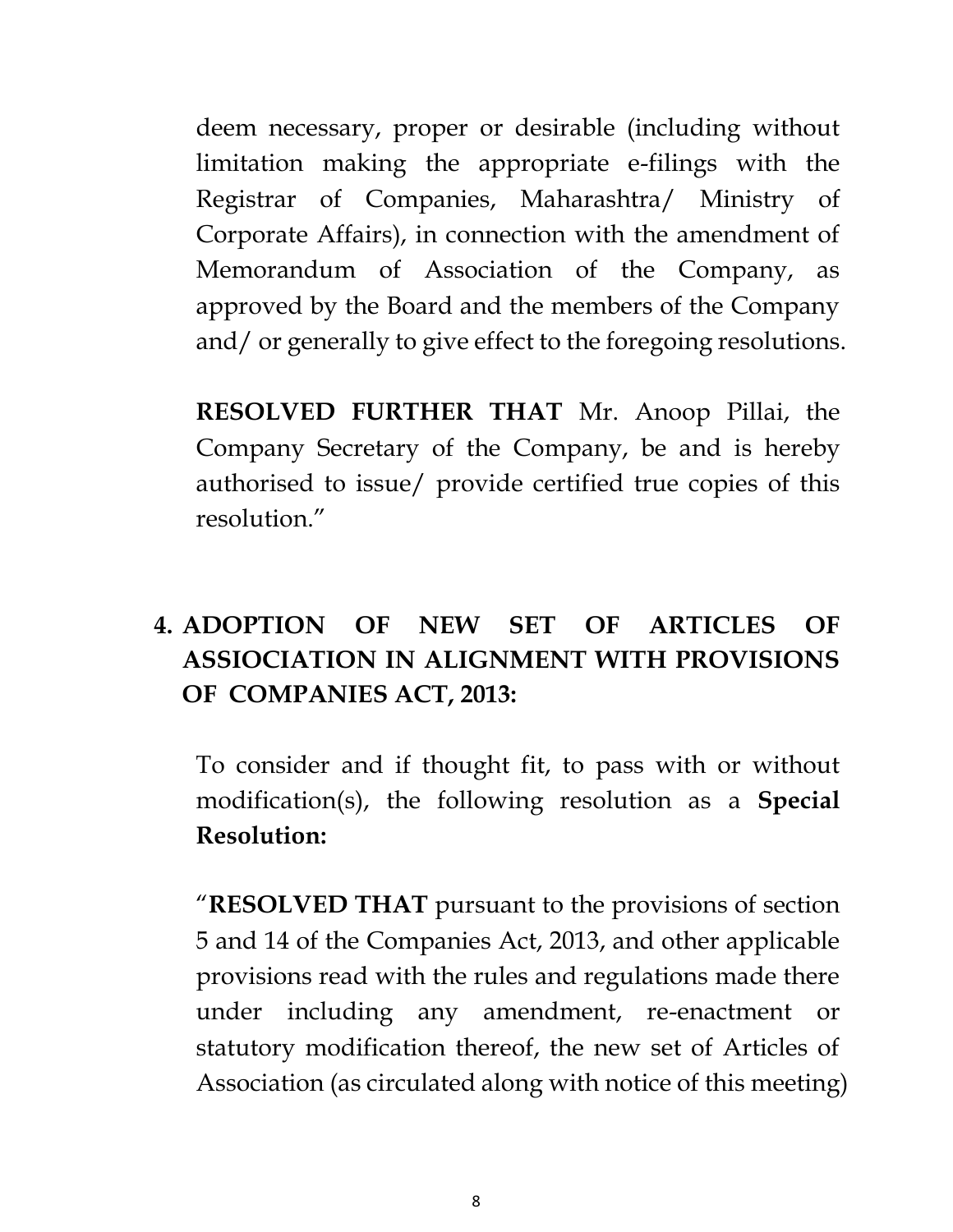deem necessary, proper or desirable (including without limitation making the appropriate e-filings with the Registrar of Companies, Maharashtra/ Ministry of Corporate Affairs), in connection with the amendment of Memorandum of Association of the Company, as approved by the Board and the members of the Company and/ or generally to give effect to the foregoing resolutions.

**RESOLVED FURTHER THAT** Mr. Anoop Pillai, the Company Secretary of the Company, be and is hereby authorised to issue/ provide certified true copies of this resolution."

**4. ADOPTION OF NEW SET OF ARTICLES OF ASSIOCIATION IN ALIGNMENT WITH PROVISIONS OF COMPANIES ACT, 2013:**

To consider and if thought fit, to pass with or without modification(s), the following resolution as a **Special Resolution:**

"**RESOLVED THAT** pursuant to the provisions of section 5 and 14 of the Companies Act, 2013, and other applicable provisions read with the rules and regulations made there under including any amendment, re-enactment or statutory modification thereof, the new set of Articles of Association (as circulated along with notice of this meeting)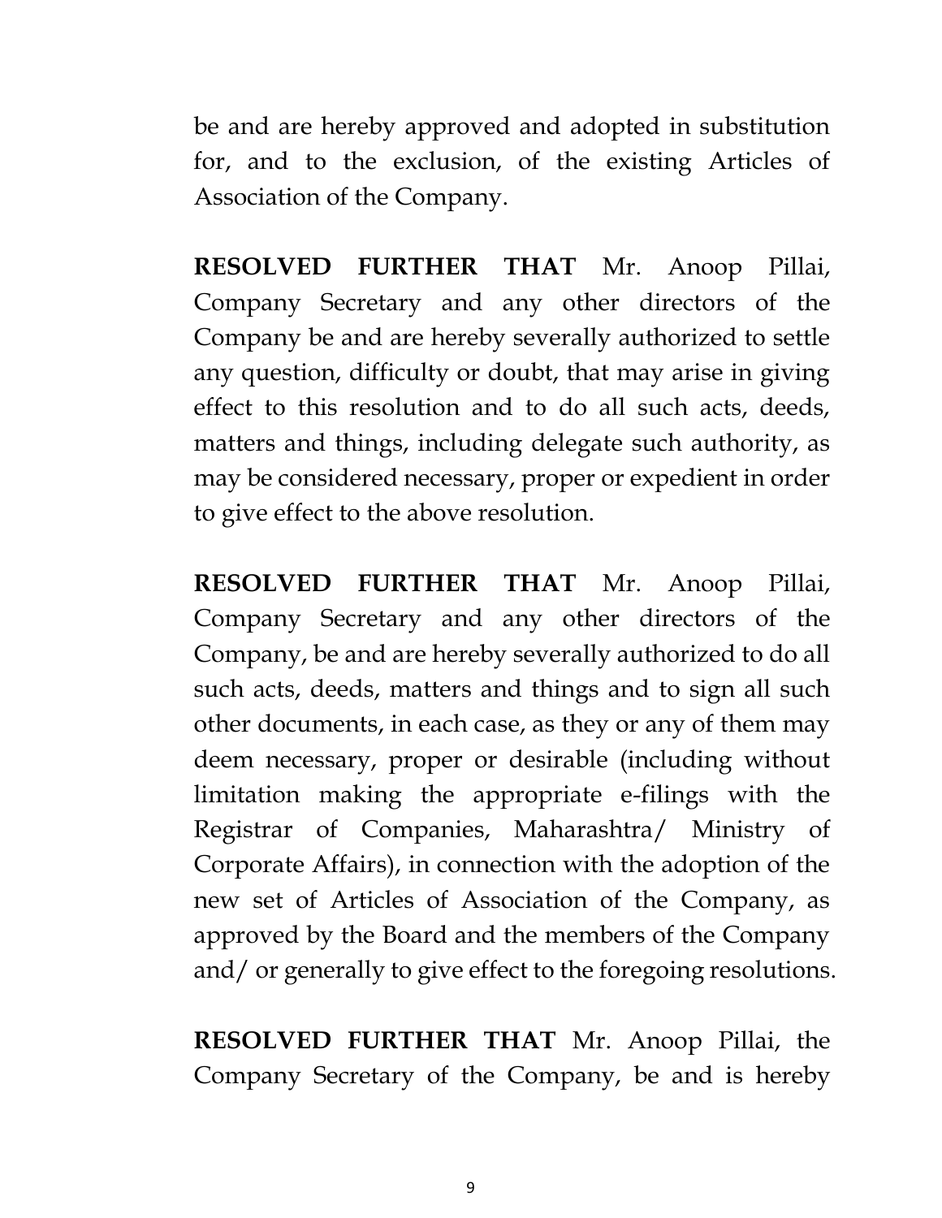be and are hereby approved and adopted in substitution for, and to the exclusion, of the existing Articles of Association of the Company.

**RESOLVED FURTHER THAT** Mr. Anoop Pillai, Company Secretary and any other directors of the Company be and are hereby severally authorized to settle any question, difficulty or doubt, that may arise in giving effect to this resolution and to do all such acts, deeds, matters and things, including delegate such authority, as may be considered necessary, proper or expedient in order to give effect to the above resolution.

**RESOLVED FURTHER THAT** Mr. Anoop Pillai, Company Secretary and any other directors of the Company, be and are hereby severally authorized to do all such acts, deeds, matters and things and to sign all such other documents, in each case, as they or any of them may deem necessary, proper or desirable (including without limitation making the appropriate e-filings with the Registrar of Companies, Maharashtra/ Ministry of Corporate Affairs), in connection with the adoption of the new set of Articles of Association of the Company, as approved by the Board and the members of the Company and/ or generally to give effect to the foregoing resolutions.

**RESOLVED FURTHER THAT** Mr. Anoop Pillai, the Company Secretary of the Company, be and is hereby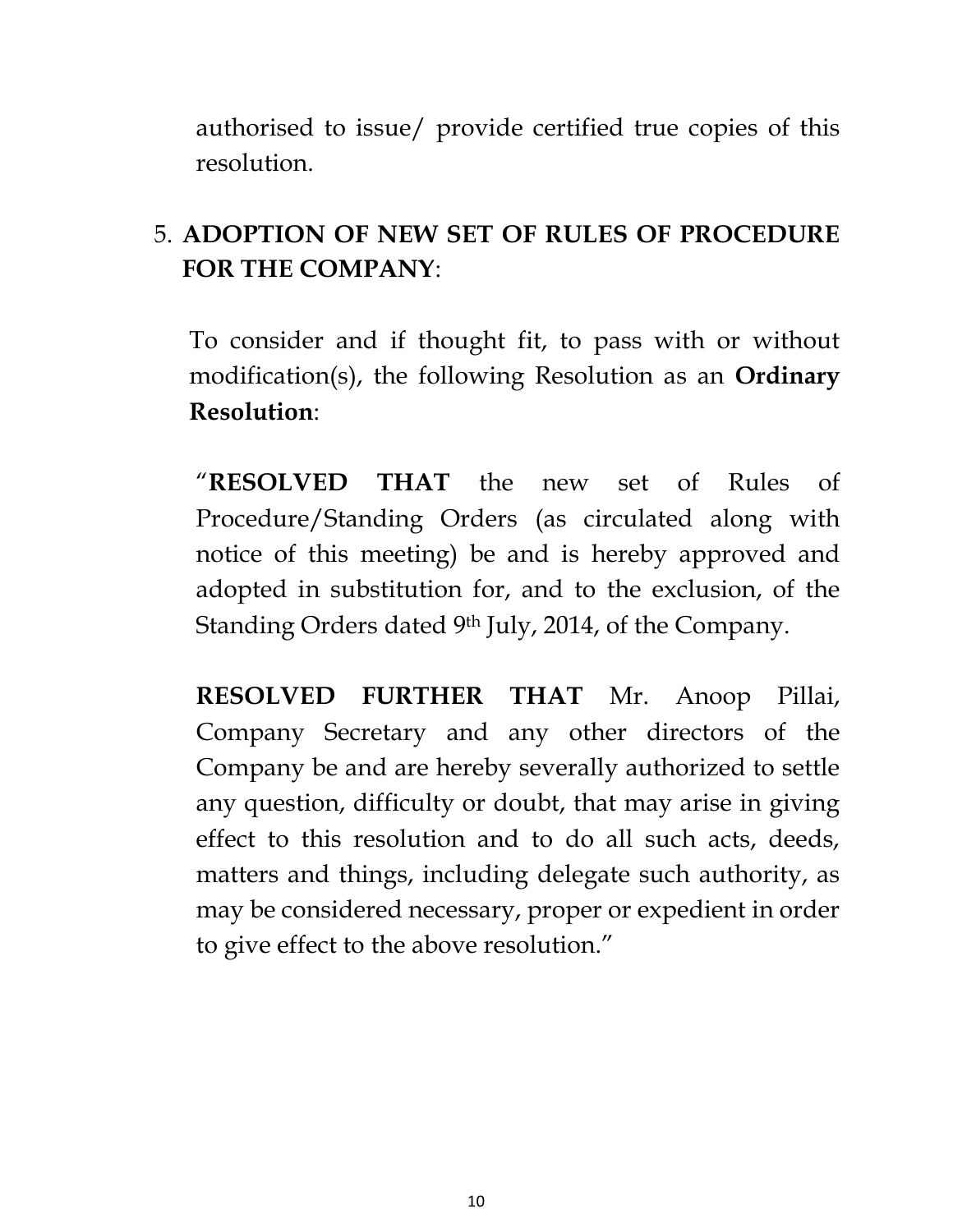authorised to issue/ provide certified true copies of this resolution.

5. **ADOPTION OF NEW SET OF RULES OF PROCEDURE FOR THE COMPANY**:

To consider and if thought fit, to pass with or without modification(s), the following Resolution as an **Ordinary Resolution**:

"**RESOLVED THAT** the new set of Rules of Procedure/Standing Orders (as circulated along with notice of this meeting) be and is hereby approved and adopted in substitution for, and to the exclusion, of the Standing Orders dated 9th July, 2014, of the Company.

**RESOLVED FURTHER THAT** Mr. Anoop Pillai, Company Secretary and any other directors of the Company be and are hereby severally authorized to settle any question, difficulty or doubt, that may arise in giving effect to this resolution and to do all such acts, deeds, matters and things, including delegate such authority, as may be considered necessary, proper or expedient in order to give effect to the above resolution."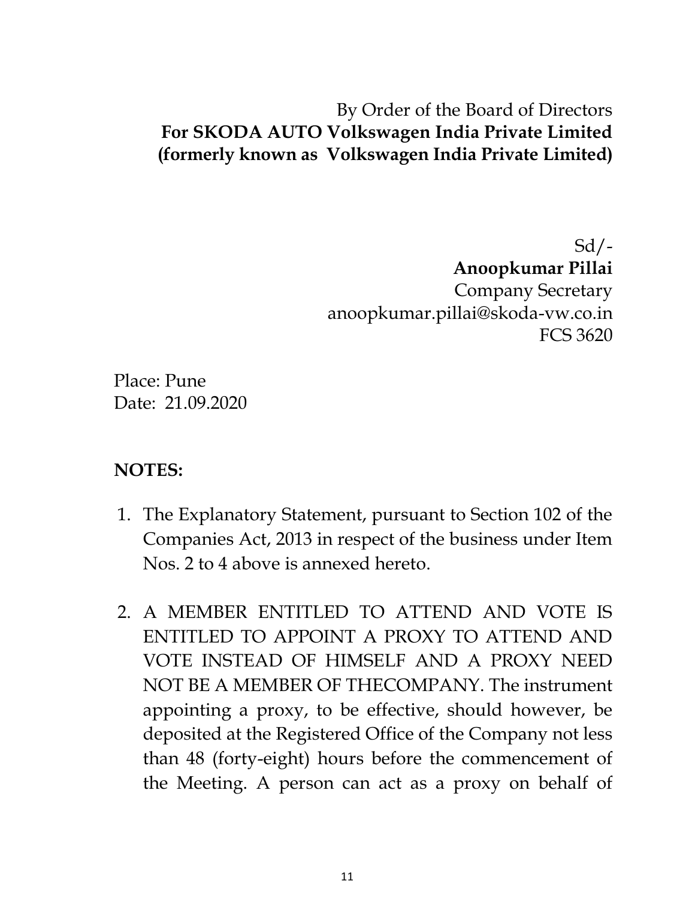By Order of the Board of Directors
**For SKODA AUTO Volkswagen India Private Limited**
**(formerly known as Volkswagen India Private Limited)**

Sd/-
**Anoopkumar Pillai**
Company Secretary
anoopkumar.pillai@skoda-vw.co.in
FCS 3620

Place: Pune
Date: 21.09.2020

**NOTES:**

1. The Explanatory Statement, pursuant to Section 102 of the Companies Act, 2013 in respect of the business under Item Nos. 2 to 4 above is annexed hereto.

2. A MEMBER ENTITLED TO ATTEND AND VOTE IS ENTITLED TO APPOINT A PROXY TO ATTEND AND VOTE INSTEAD OF HIMSELF AND A PROXY NEED NOT BE A MEMBER OF THECOMPANY. The instrument appointing a proxy, to be effective, should however, be deposited at the Registered Office of the Company not less than 48 (forty-eight) hours before the commencement of the Meeting. A person can act as a proxy on behalf of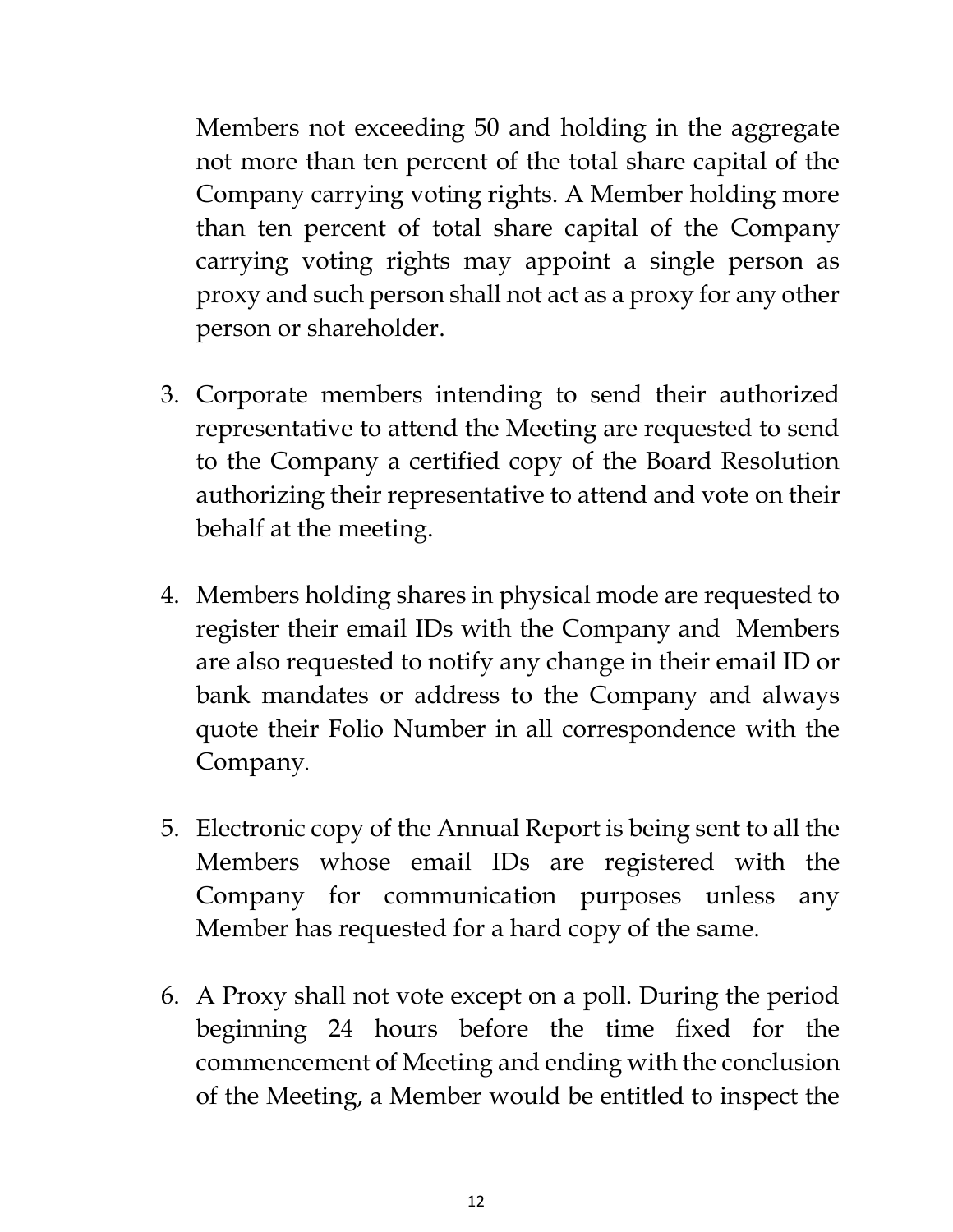Members not exceeding 50 and holding in the aggregate not more than ten percent of the total share capital of the Company carrying voting rights. A Member holding more than ten percent of total share capital of the Company carrying voting rights may appoint a single person as proxy and such person shall not act as a proxy for any other person or shareholder.

3. Corporate members intending to send their authorized representative to attend the Meeting are requested to send to the Company a certified copy of the Board Resolution authorizing their representative to attend and vote on their behalf at the meeting.

4. Members holding shares in physical mode are requested to register their email IDs with the Company and Members are also requested to notify any change in their email ID or bank mandates or address to the Company and always quote their Folio Number in all correspondence with the Company.

5. Electronic copy of the Annual Report is being sent to all the Members whose email IDs are registered with the Company for communication purposes unless any Member has requested for a hard copy of the same.

6. A Proxy shall not vote except on a poll. During the period beginning 24 hours before the time fixed for the commencement of Meeting and ending with the conclusion of the Meeting, a Member would be entitled to inspect the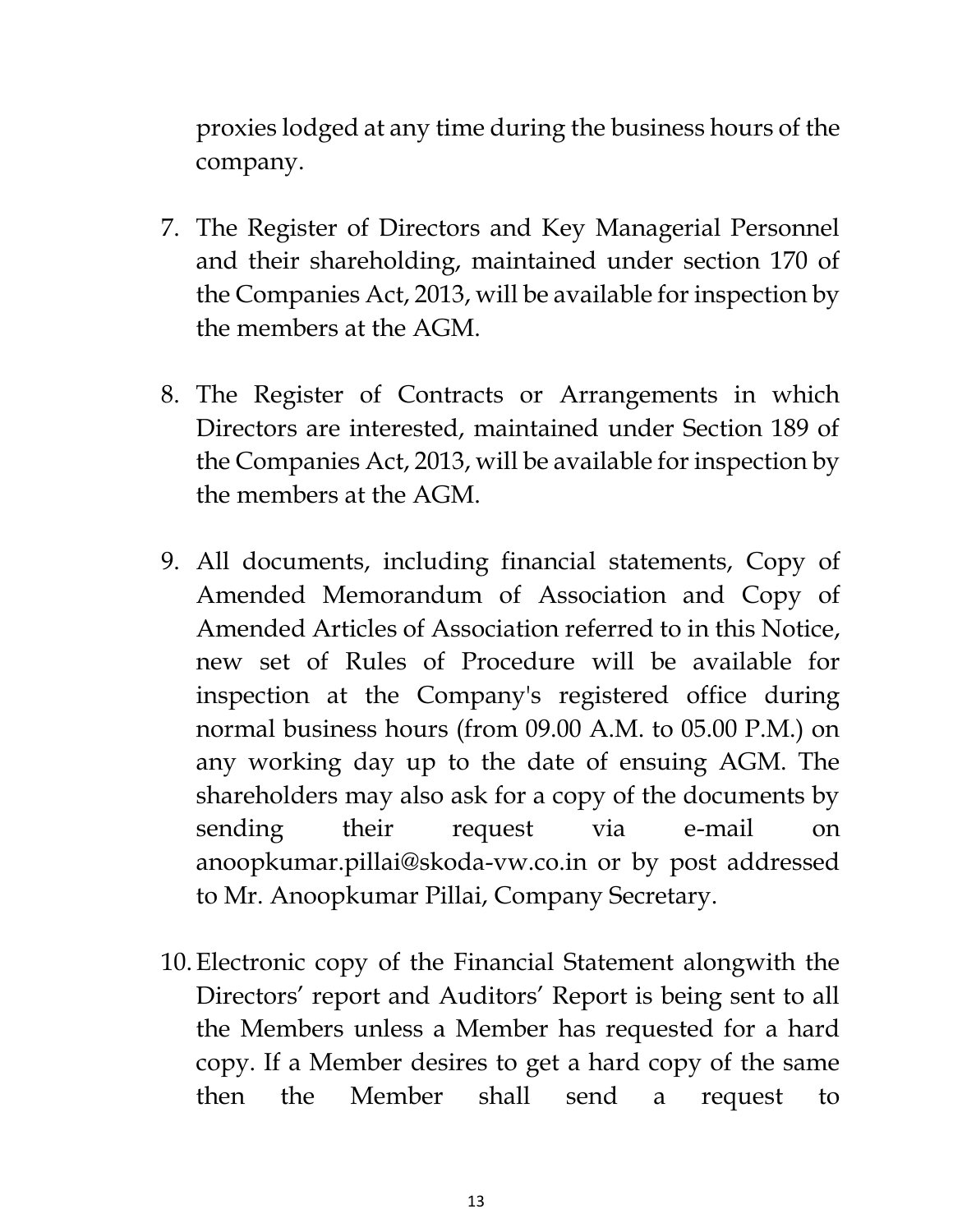proxies lodged at any time during the business hours of the company.

7. The Register of Directors and Key Managerial Personnel and their shareholding, maintained under section 170 of the Companies Act, 2013, will be available for inspection by the members at the AGM.

8. The Register of Contracts or Arrangements in which Directors are interested, maintained under Section 189 of the Companies Act, 2013, will be available for inspection by the members at the AGM.

9. All documents, including financial statements, Copy of Amended Memorandum of Association and Copy of Amended Articles of Association referred to in this Notice, new set of Rules of Procedure will be available for inspection at the Company's registered office during normal business hours (from 09.00 A.M. to 05.00 P.M.) on any working day up to the date of ensuing AGM. The shareholders may also ask for a copy of the documents by sending their request via e-mail on anoopkumar.pillai@skoda-vw.co.in or by post addressed to Mr. Anoopkumar Pillai, Company Secretary.

10. Electronic copy of the Financial Statement alongwith the Directors' report and Auditors' Report is being sent to all the Members unless a Member has requested for a hard copy. If a Member desires to get a hard copy of the same then the Member shall send a request to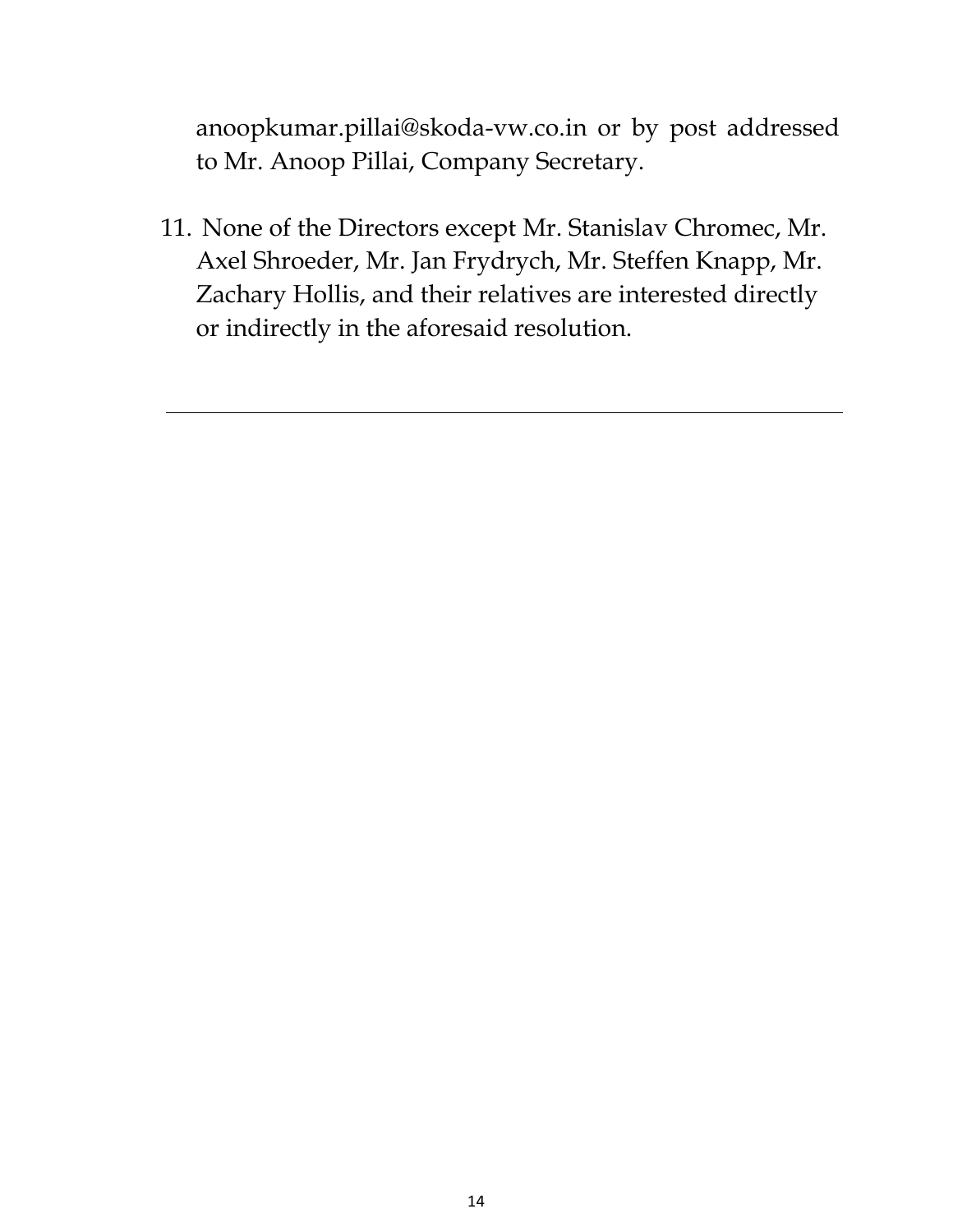anoopkumar.pillai@skoda-vw.co.in or by post addressed to Mr. Anoop Pillai, Company Secretary.

11. None of the Directors except Mr. Stanislav Chromec, Mr. Axel Shroeder, Mr. Jan Frydrych, Mr. Steffen Knapp, Mr. Zachary Hollis, and their relatives are interested directly or indirectly in the aforesaid resolution.

---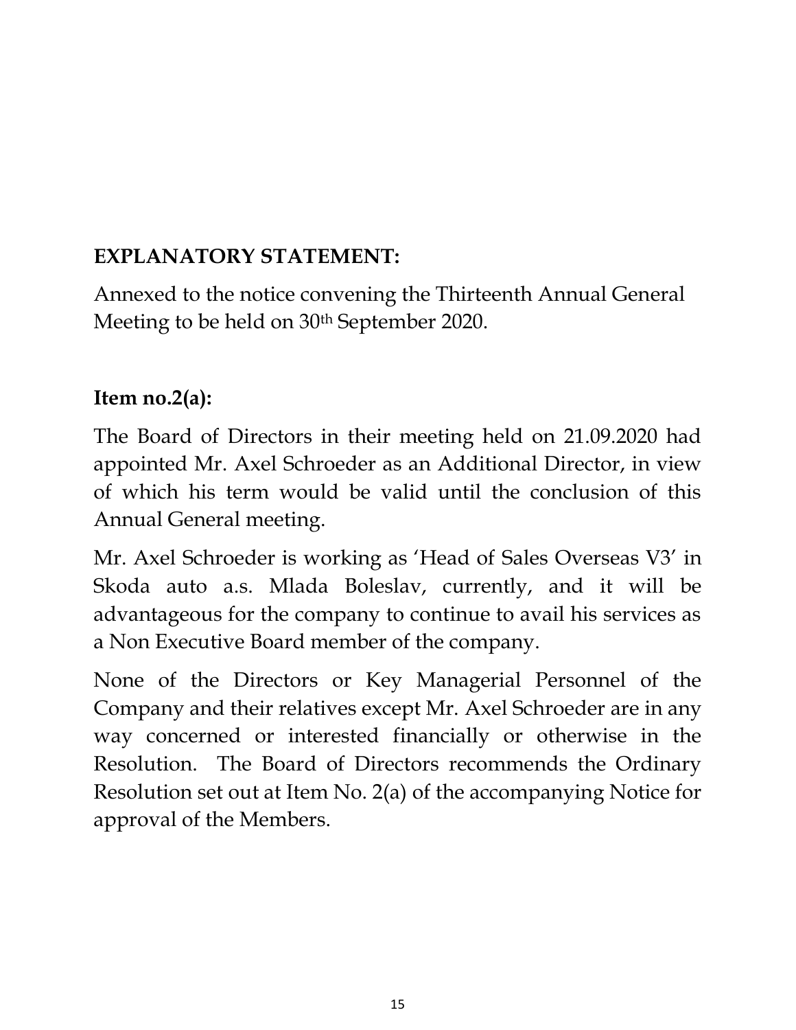**EXPLANATORY STATEMENT:**

Annexed to the notice convening the Thirteenth Annual General Meeting to be held on 30th September 2020.

**Item no.2(a):**

The Board of Directors in their meeting held on 21.09.2020 had appointed Mr. Axel Schroeder as an Additional Director, in view of which his term would be valid until the conclusion of this Annual General meeting.

Mr. Axel Schroeder is working as 'Head of Sales Overseas V3' in Skoda auto a.s. Mlada Boleslav, currently, and it will be advantageous for the company to continue to avail his services as a Non Executive Board member of the company.

None of the Directors or Key Managerial Personnel of the Company and their relatives except Mr. Axel Schroeder are in any way concerned or interested financially or otherwise in the Resolution. The Board of Directors recommends the Ordinary Resolution set out at Item No. 2(a) of the accompanying Notice for approval of the Members.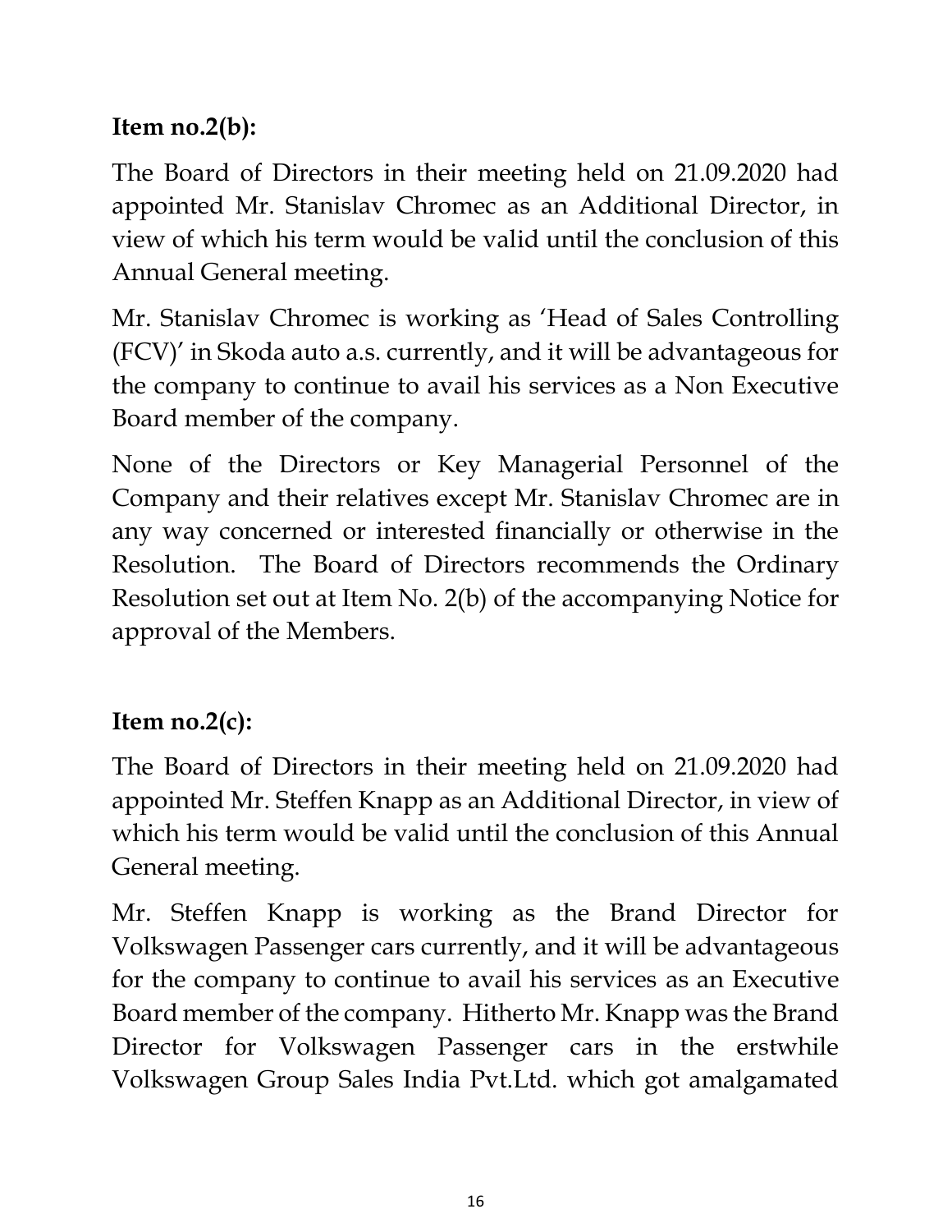**Item no.2(b):**

The Board of Directors in their meeting held on 21.09.2020 had appointed Mr. Stanislav Chromec as an Additional Director, in view of which his term would be valid until the conclusion of this Annual General meeting.

Mr. Stanislav Chromec is working as 'Head of Sales Controlling (FCV)' in Skoda auto a.s. currently, and it will be advantageous for the company to continue to avail his services as a Non Executive Board member of the company.

None of the Directors or Key Managerial Personnel of the Company and their relatives except Mr. Stanislav Chromec are in any way concerned or interested financially or otherwise in the Resolution. The Board of Directors recommends the Ordinary Resolution set out at Item No. 2(b) of the accompanying Notice for approval of the Members.

**Item no.2(c):**

The Board of Directors in their meeting held on 21.09.2020 had appointed Mr. Steffen Knapp as an Additional Director, in view of which his term would be valid until the conclusion of this Annual General meeting.

Mr. Steffen Knapp is working as the Brand Director for Volkswagen Passenger cars currently, and it will be advantageous for the company to continue to avail his services as an Executive Board member of the company. Hitherto Mr. Knapp was the Brand Director for Volkswagen Passenger cars in the erstwhile Volkswagen Group Sales India Pvt.Ltd. which got amalgamated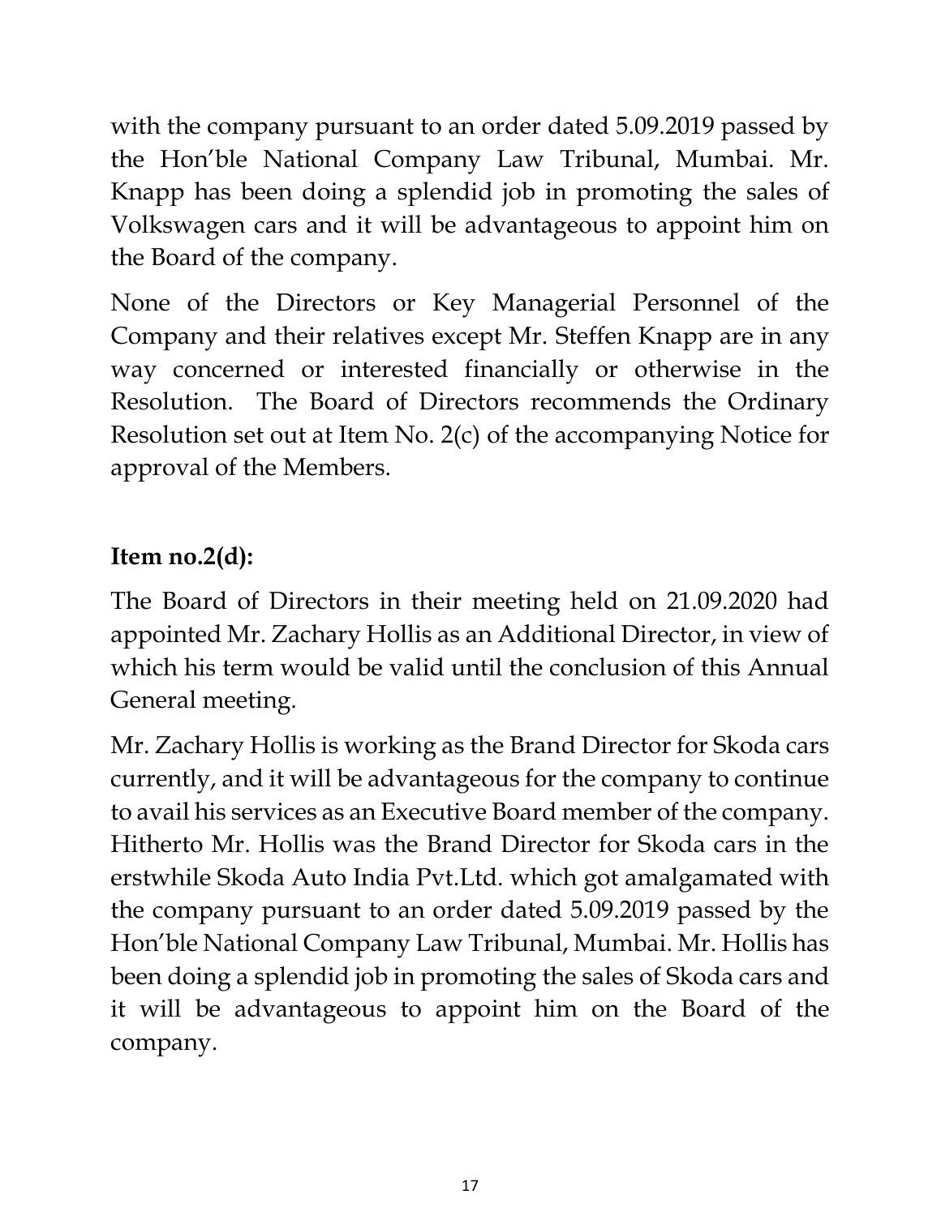with the company pursuant to an order dated 5.09.2019 passed by the Hon'ble National Company Law Tribunal, Mumbai. Mr. Knapp has been doing a splendid job in promoting the sales of Volkswagen cars and it will be advantageous to appoint him on the Board of the company.

None of the Directors or Key Managerial Personnel of the Company and their relatives except Mr. Steffen Knapp are in any way concerned or interested financially or otherwise in the Resolution. The Board of Directors recommends the Ordinary Resolution set out at Item No. 2(c) of the accompanying Notice for approval of the Members.

**Item no.2(d):**

The Board of Directors in their meeting held on 21.09.2020 had appointed Mr. Zachary Hollis as an Additional Director, in view of which his term would be valid until the conclusion of this Annual General meeting.

Mr. Zachary Hollis is working as the Brand Director for Skoda cars currently, and it will be advantageous for the company to continue to avail his services as an Executive Board member of the company. Hitherto Mr. Hollis was the Brand Director for Skoda cars in the erstwhile Skoda Auto India Pvt.Ltd. which got amalgamated with the company pursuant to an order dated 5.09.2019 passed by the Hon'ble National Company Law Tribunal, Mumbai. Mr. Hollis has been doing a splendid job in promoting the sales of Skoda cars and it will be advantageous to appoint him on the Board of the company.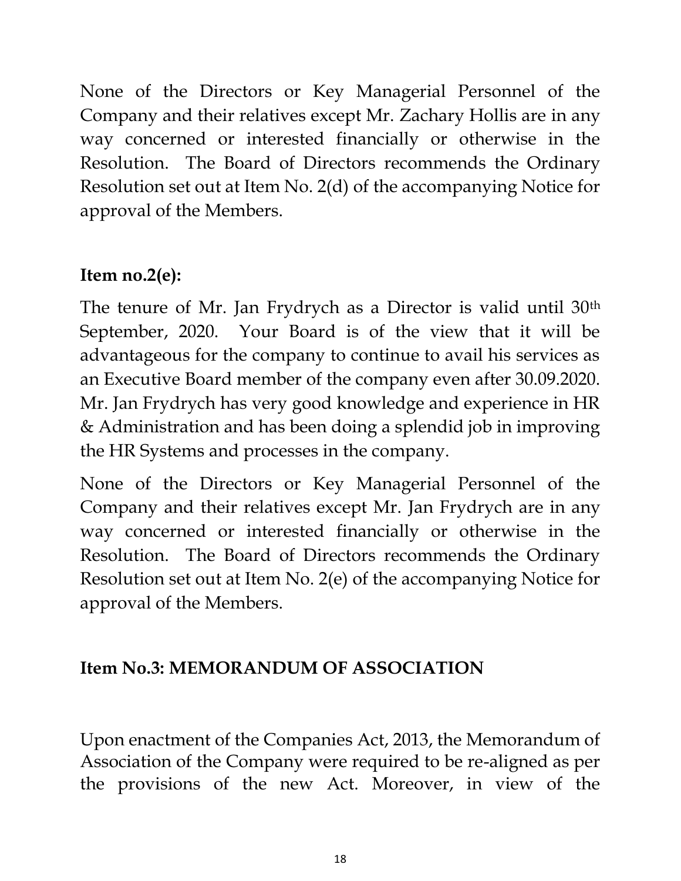None of the Directors or Key Managerial Personnel of the Company and their relatives except Mr. Zachary Hollis are in any way concerned or interested financially or otherwise in the Resolution. The Board of Directors recommends the Ordinary Resolution set out at Item No. 2(d) of the accompanying Notice for approval of the Members.

**Item no.2(e):**

The tenure of Mr. Jan Frydrych as a Director is valid until 30th September, 2020. Your Board is of the view that it will be advantageous for the company to continue to avail his services as an Executive Board member of the company even after 30.09.2020. Mr. Jan Frydrych has very good knowledge and experience in HR & Administration and has been doing a splendid job in improving the HR Systems and processes in the company.

None of the Directors or Key Managerial Personnel of the Company and their relatives except Mr. Jan Frydrych are in any way concerned or interested financially or otherwise in the Resolution. The Board of Directors recommends the Ordinary Resolution set out at Item No. 2(e) of the accompanying Notice for approval of the Members.

**Item No.3: MEMORANDUM OF ASSOCIATION**

Upon enactment of the Companies Act, 2013, the Memorandum of Association of the Company were required to be re-aligned as per the provisions of the new Act. Moreover, in view of the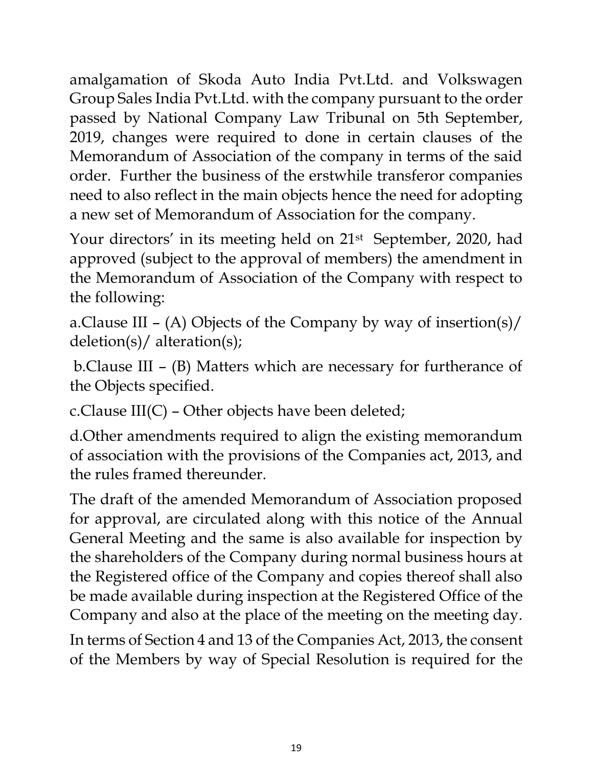amalgamation of Skoda Auto India Pvt.Ltd. and Volkswagen Group Sales India Pvt.Ltd. with the company pursuant to the order passed by National Company Law Tribunal on 5th September, 2019, changes were required to done in certain clauses of the Memorandum of Association of the company in terms of the said order. Further the business of the erstwhile transferor companies need to also reflect in the main objects hence the need for adopting a new set of Memorandum of Association for the company.

Your directors' in its meeting held on 21st September, 2020, had approved (subject to the approval of members) the amendment in the Memorandum of Association of the Company with respect to the following:

a.Clause III – (A) Objects of the Company by way of insertion(s)/ deletion(s)/ alteration(s);

b.Clause III – (B) Matters which are necessary for furtherance of the Objects specified.

c.Clause III(C) – Other objects have been deleted;

d.Other amendments required to align the existing memorandum of association with the provisions of the Companies act, 2013, and the rules framed thereunder.

The draft of the amended Memorandum of Association proposed for approval, are circulated along with this notice of the Annual General Meeting and the same is also available for inspection by the shareholders of the Company during normal business hours at the Registered office of the Company and copies thereof shall also be made available during inspection at the Registered Office of the Company and also at the place of the meeting on the meeting day.

In terms of Section 4 and 13 of the Companies Act, 2013, the consent of the Members by way of Special Resolution is required for the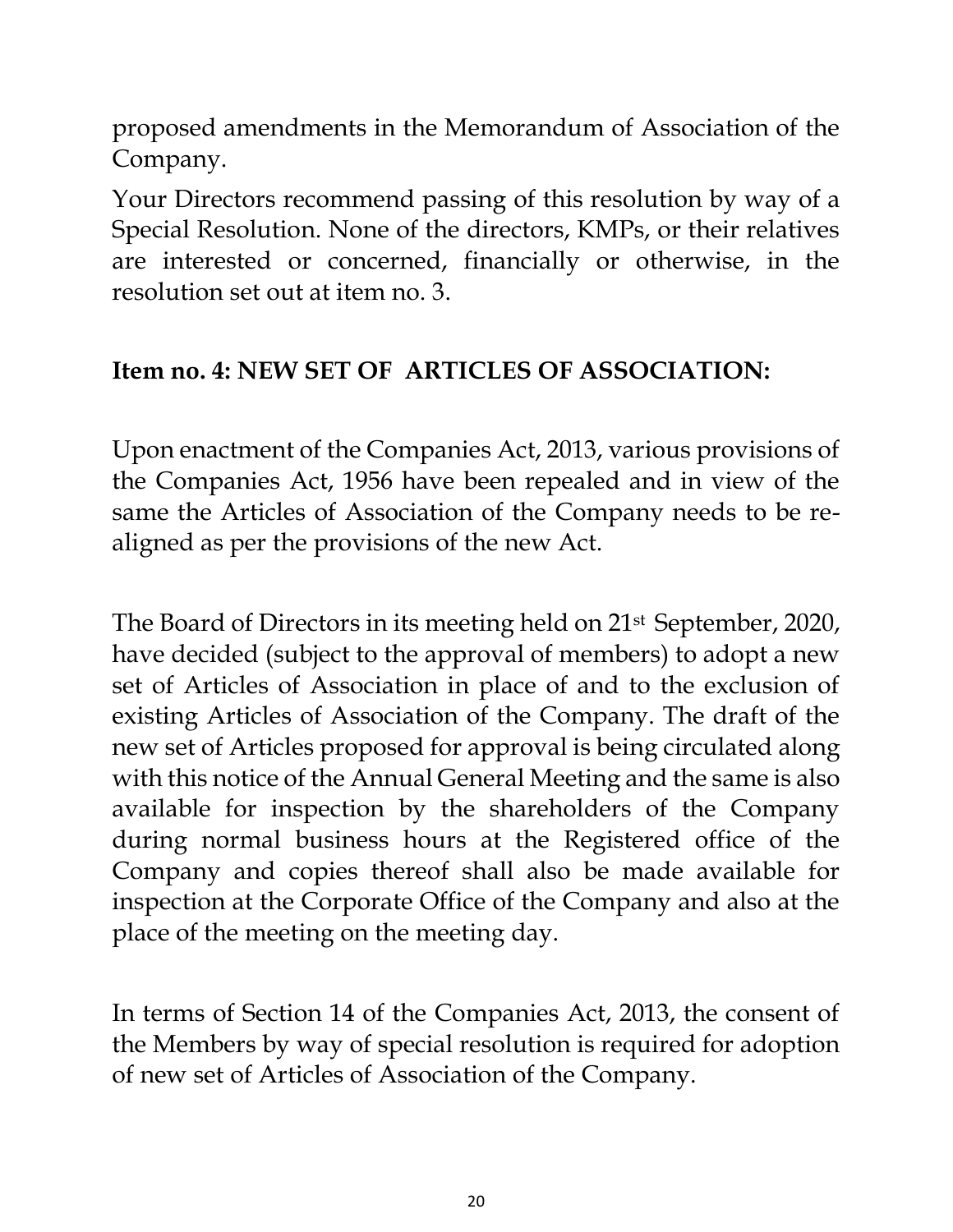proposed amendments in the Memorandum of Association of the Company.

Your Directors recommend passing of this resolution by way of a Special Resolution. None of the directors, KMPs, or their relatives are interested or concerned, financially or otherwise, in the resolution set out at item no. 3.

**Item no. 4: NEW SET OF ARTICLES OF ASSOCIATION:**

Upon enactment of the Companies Act, 2013, various provisions of the Companies Act, 1956 have been repealed and in view of the same the Articles of Association of the Company needs to be re-aligned as per the provisions of the new Act.

The Board of Directors in its meeting held on 21st September, 2020, have decided (subject to the approval of members) to adopt a new set of Articles of Association in place of and to the exclusion of existing Articles of Association of the Company. The draft of the new set of Articles proposed for approval is being circulated along with this notice of the Annual General Meeting and the same is also available for inspection by the shareholders of the Company during normal business hours at the Registered office of the Company and copies thereof shall also be made available for inspection at the Corporate Office of the Company and also at the place of the meeting on the meeting day.

In terms of Section 14 of the Companies Act, 2013, the consent of the Members by way of special resolution is required for adoption of new set of Articles of Association of the Company.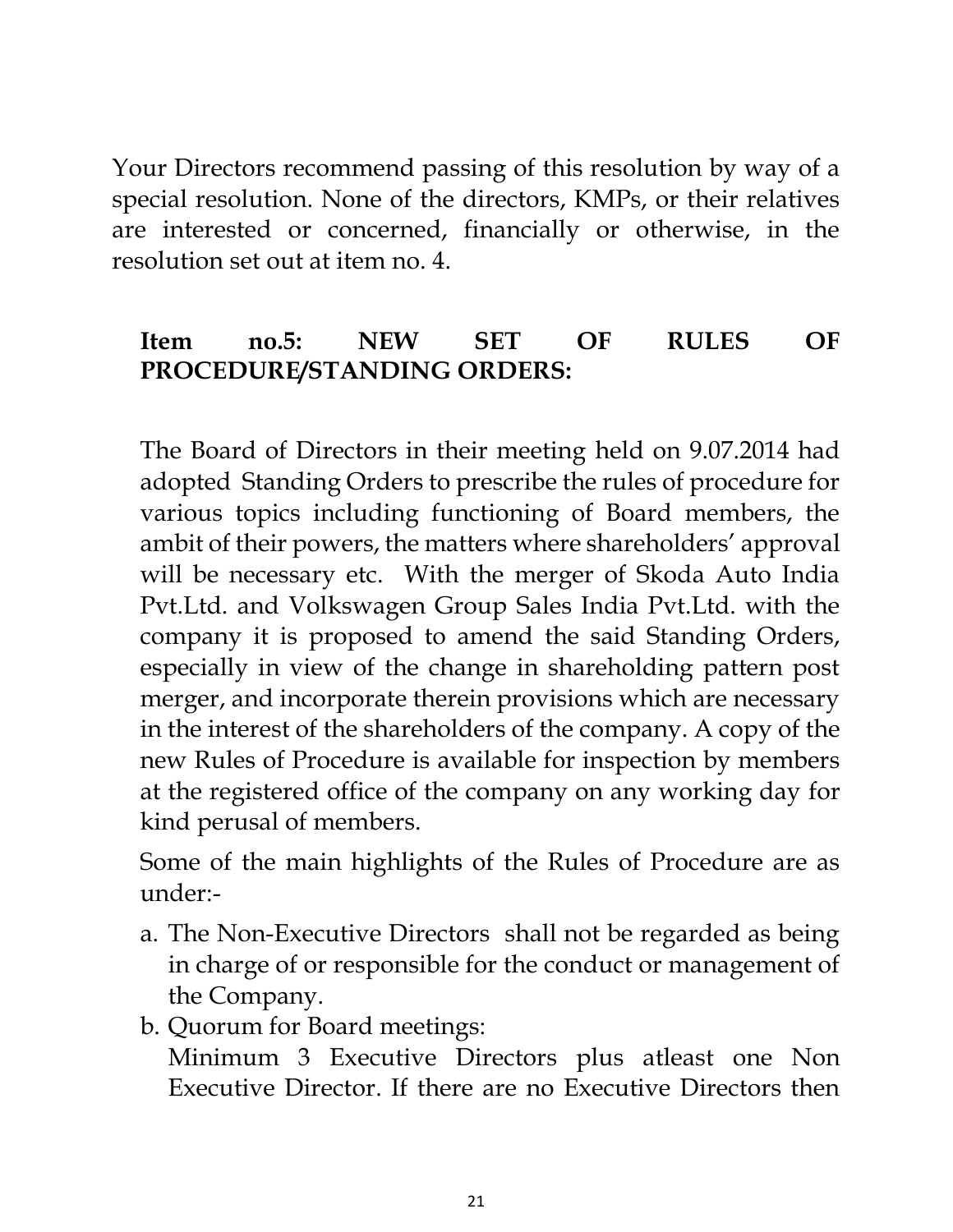Your Directors recommend passing of this resolution by way of a special resolution. None of the directors, KMPs, or their relatives are interested or concerned, financially or otherwise, in the resolution set out at item no. 4.

**Item no.5: NEW SET OF RULES OF PROCEDURE/STANDING ORDERS:**

The Board of Directors in their meeting held on 9.07.2014 had adopted Standing Orders to prescribe the rules of procedure for various topics including functioning of Board members, the ambit of their powers, the matters where shareholders' approval will be necessary etc. With the merger of Skoda Auto India Pvt.Ltd. and Volkswagen Group Sales India Pvt.Ltd. with the company it is proposed to amend the said Standing Orders, especially in view of the change in shareholding pattern post merger, and incorporate therein provisions which are necessary in the interest of the shareholders of the company. A copy of the new Rules of Procedure is available for inspection by members at the registered office of the company on any working day for kind perusal of members.

Some of the main highlights of the Rules of Procedure are as under:-

a. The Non-Executive Directors shall not be regarded as being in charge of or responsible for the conduct or management of the Company.
b. Quorum for Board meetings:
   Minimum 3 Executive Directors plus atleast one Non Executive Director. If there are no Executive Directors then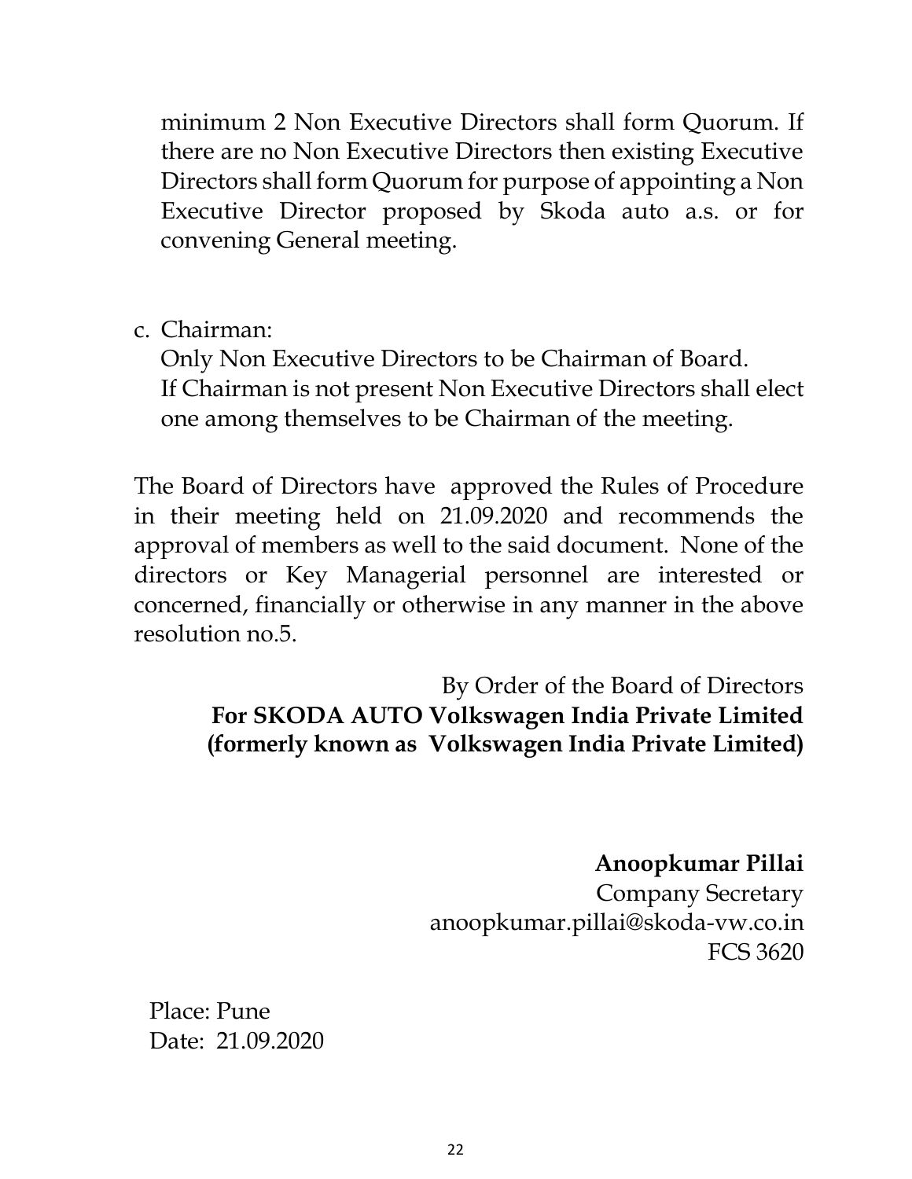minimum 2 Non Executive Directors shall form Quorum. If there are no Non Executive Directors then existing Executive Directors shall form Quorum for purpose of appointing a Non Executive Director proposed by Skoda auto a.s. or for convening General meeting.

c. Chairman:
   Only Non Executive Directors to be Chairman of Board.
   If Chairman is not present Non Executive Directors shall elect one among themselves to be Chairman of the meeting.

The Board of Directors have approved the Rules of Procedure in their meeting held on 21.09.2020 and recommends the approval of members as well to the said document. None of the directors or Key Managerial personnel are interested or concerned, financially or otherwise in any manner in the above resolution no.5.

By Order of the Board of Directors
**For SKODA AUTO Volkswagen India Private Limited**
**(formerly known as Volkswagen India Private Limited)**

**Anoopkumar Pillai**
Company Secretary
anoopkumar.pillai@skoda-vw.co.in
FCS 3620

Place: Pune
Date: 21.09.2020